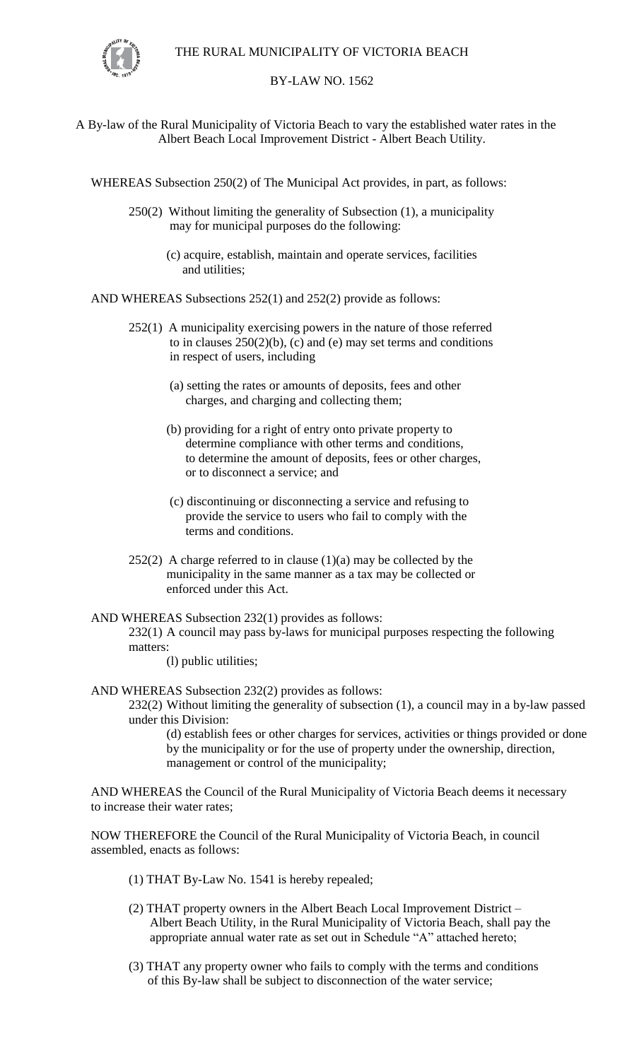# THE RURAL MUNICIPALITY OF VICTORIA BEACH

## BY-LAW NO. 1562

A By-law of the Rural Municipality of Victoria Beach to vary the established water rates in the Albert Beach Local Improvement District - Albert Beach Utility.

WHEREAS Subsection 250(2) of The Municipal Act provides, in part, as follows:

> 250(2) Without limiting the generality of Subsection (1), a municipality may for municipal purposes do the following:
>
> (c) acquire, establish, maintain and operate services, facilities and utilities;

AND WHEREAS Subsections 252(1) and 252(2) provide as follows:

> 252(1) A municipality exercising powers in the nature of those referred to in clauses 250(2)(b), (c) and (e) may set terms and conditions in respect of users, including
>
> (a) setting the rates or amounts of deposits, fees and other charges, and charging and collecting them;
>
> (b) providing for a right of entry onto private property to determine compliance with other terms and conditions, to determine the amount of deposits, fees or other charges, or to disconnect a service; and
>
> (c) discontinuing or disconnecting a service and refusing to provide the service to users who fail to comply with the terms and conditions.
>
> 252(2) A charge referred to in clause (1)(a) may be collected by the municipality in the same manner as a tax may be collected or enforced under this Act.

AND WHEREAS Subsection 232(1) provides as follows:

> 232(1) A council may pass by-laws for municipal purposes respecting the following matters:
>
> (l) public utilities;

AND WHEREAS Subsection 232(2) provides as follows:

> 232(2) Without limiting the generality of subsection (1), a council may in a by-law passed under this Division:
>
> (d) establish fees or other charges for services, activities or things provided or done by the municipality or for the use of property under the ownership, direction, management or control of the municipality;

AND WHEREAS the Council of the Rural Municipality of Victoria Beach deems it necessary to increase their water rates;

NOW THEREFORE the Council of the Rural Municipality of Victoria Beach, in council assembled, enacts as follows:

(1) THAT By-Law No. 1541 is hereby repealed;

(2) THAT property owners in the Albert Beach Local Improvement District – Albert Beach Utility, in the Rural Municipality of Victoria Beach, shall pay the appropriate annual water rate as set out in Schedule "A" attached hereto;

(3) THAT any property owner who fails to comply with the terms and conditions of this By-law shall be subject to disconnection of the water service;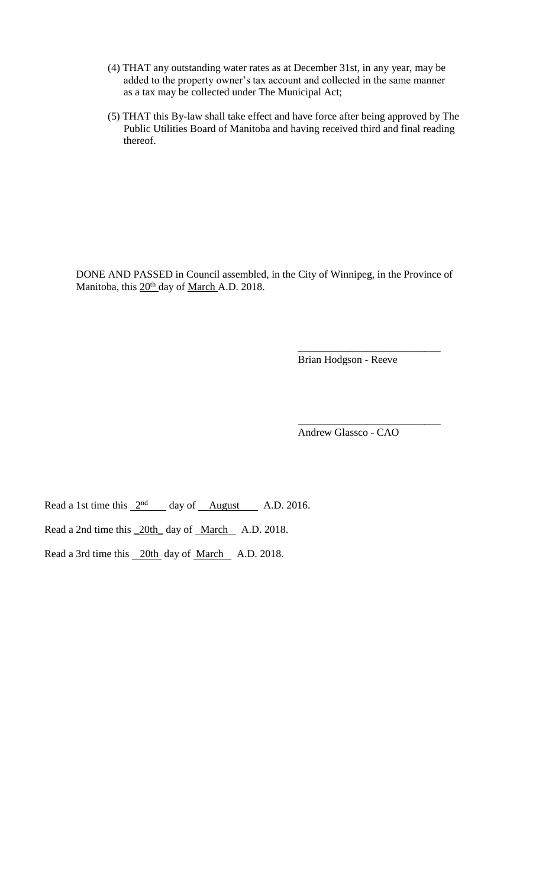(4) THAT any outstanding water rates as at December 31st, in any year, may be added to the property owner's tax account and collected in the same manner as a tax may be collected under The Municipal Act;

(5) THAT this By-law shall take effect and have force after being approved by The Public Utilities Board of Manitoba and having received third and final reading thereof.

DONE AND PASSED in Council assembled, in the City of Winnipeg, in the Province of Manitoba, this 20th day of March A.D. 2018.

\_\_\_\_\_\_\_\_\_\_\_\_\_\_\_\_\_\_\_\_\_\_\_\_\_\_\_

Brian Hodgson - Reeve

\_\_\_\_\_\_\_\_\_\_\_\_\_\_\_\_\_\_\_\_\_\_\_\_\_\_\_

Andrew Glassco - CAO

Read a 1st time this 2nd day of August A.D. 2016.

Read a 2nd time this 20th day of March A.D. 2018.

Read a 3rd time this 20th day of March A.D. 2018.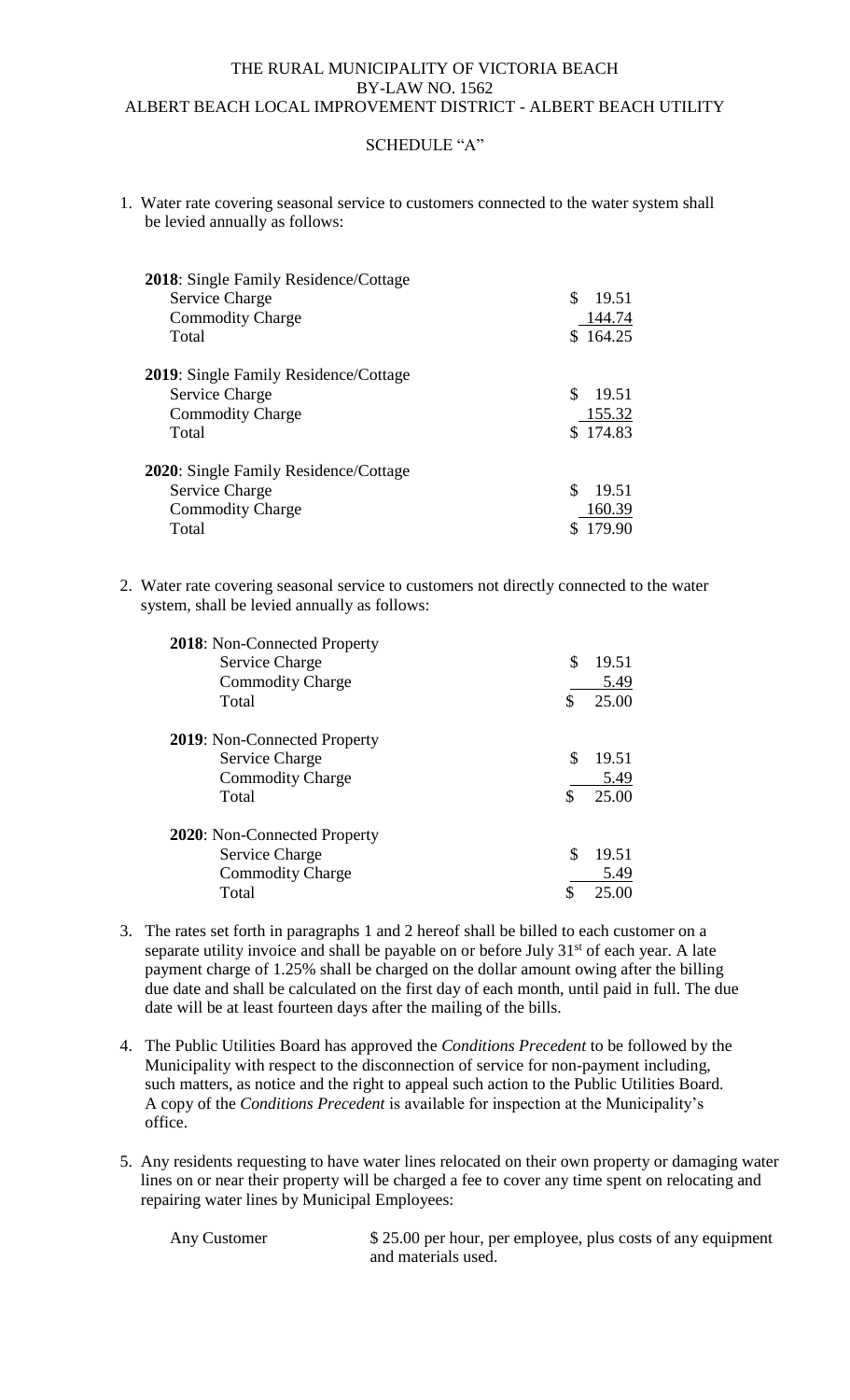THE RURAL MUNICIPALITY OF VICTORIA BEACH
BY-LAW NO. 1562
ALBERT BEACH LOCAL IMPROVEMENT DISTRICT - ALBERT BEACH UTILITY

SCHEDULE "A"

1. Water rate covering seasonal service to customers connected to the water system shall be levied annually as follows:

| | |
|---|---|
| **2018**: Single Family Residence/Cottage | |
| Service Charge | $ 19.51 |
| Commodity Charge | 144.74 |
| Total | $ 164.25 |
| **2019**: Single Family Residence/Cottage | |
| Service Charge | $ 19.51 |
| Commodity Charge | 155.32 |
| Total | $ 174.83 |
| **2020**: Single Family Residence/Cottage | |
| Service Charge | $ 19.51 |
| Commodity Charge | 160.39 |
| Total | $ 179.90 |

2. Water rate covering seasonal service to customers not directly connected to the water system, shall be levied annually as follows:

| | |
|---|---|
| **2018**: Non-Connected Property | |
| Service Charge | $ 19.51 |
| Commodity Charge | 5.49 |
| Total | $ 25.00 |
| **2019**: Non-Connected Property | |
| Service Charge | $ 19.51 |
| Commodity Charge | 5.49 |
| Total | $ 25.00 |
| **2020**: Non-Connected Property | |
| Service Charge | $ 19.51 |
| Commodity Charge | 5.49 |
| Total | $ 25.00 |

3. The rates set forth in paragraphs 1 and 2 hereof shall be billed to each customer on a separate utility invoice and shall be payable on or before July 31st of each year. A late payment charge of 1.25% shall be charged on the dollar amount owing after the billing due date and shall be calculated on the first day of each month, until paid in full. The due date will be at least fourteen days after the mailing of the bills.

4. The Public Utilities Board has approved the *Conditions Precedent* to be followed by the Municipality with respect to the disconnection of service for non-payment including, such matters, as notice and the right to appeal such action to the Public Utilities Board. A copy of the *Conditions Precedent* is available for inspection at the Municipality's office.

5. Any residents requesting to have water lines relocated on their own property or damaging water lines on or near their property will be charged a fee to cover any time spent on relocating and repairing water lines by Municipal Employees:

| | |
|---|---|
| Any Customer | $ 25.00 per hour, per employee, plus costs of any equipment and materials used. |